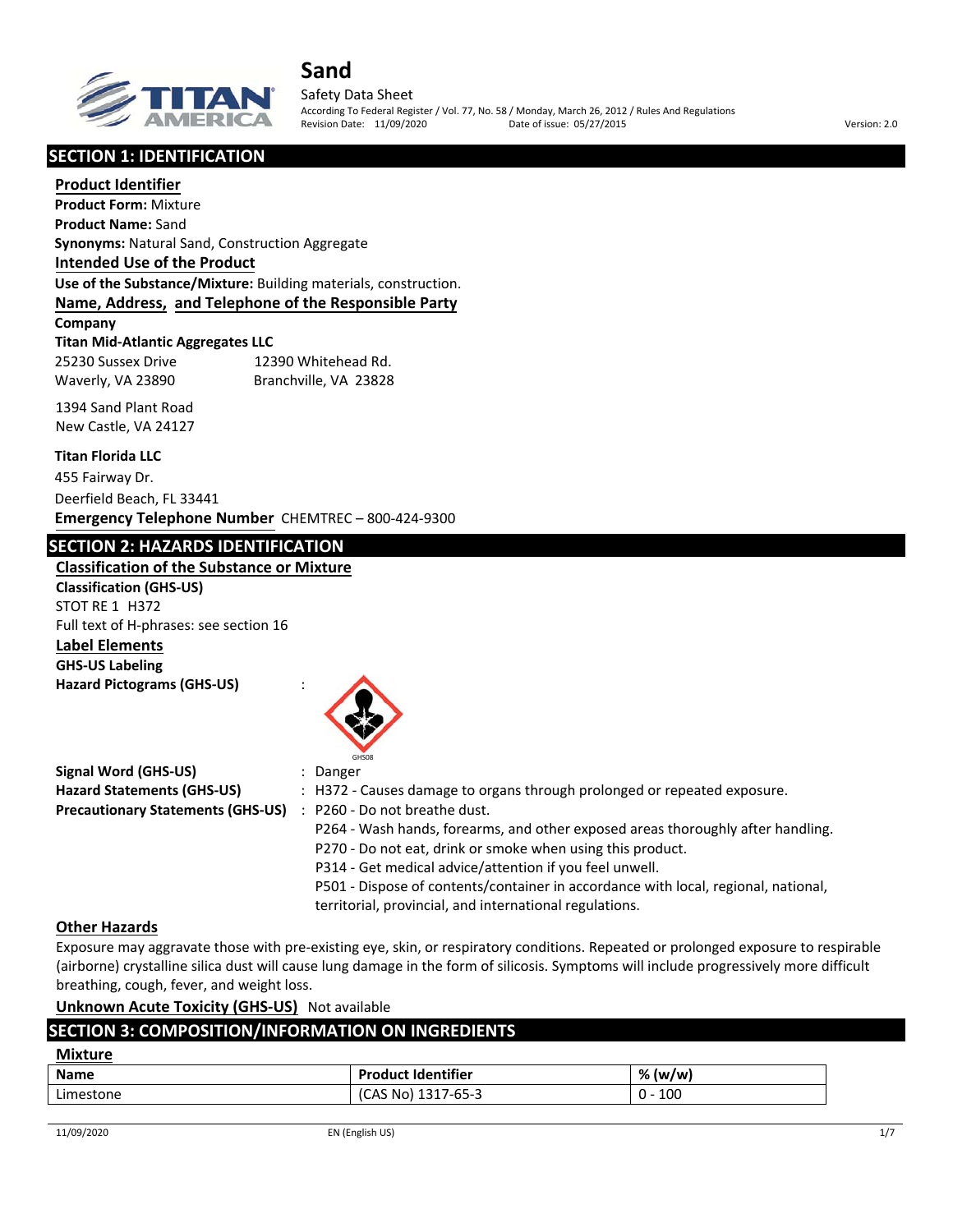# Sand

Safety Data Sheet

According To Federal Register / Vol. 77, No. 58 / Monday, March 26, 2012 / Rules And Regulations

Revision Date: 11/09/2020 Date of issue: 05/27/2015 Version: 2.0

## SECTION 1: IDENTIFICATION

### Product Identifier

**Product Form:** Mixture

**Product Name:** Sand

**Synonyms:** Natural Sand, Construction Aggregate

### Intended Use of the Product

**Use of the Substance/Mixture:** Building materials, construction.

### Name, Address, and Telephone of the Responsible Party

**Company**

**Titan Mid-Atlantic Aggregates LLC**

25230 Sussex Drive
Waverly, VA 23890

12390 Whitehead Rd.
Branchville, VA 23828

1394 Sand Plant Road
New Castle, VA 24127

**Titan Florida LLC**

455 Fairway Dr.
Deerfield Beach, FL 33441

**Emergency Telephone Number** CHEMTREC – 800-424-9300

## SECTION 2: HAZARDS IDENTIFICATION

### Classification of the Substance or Mixture

**Classification (GHS-US)**

STOT RE 1 H372

Full text of H-phrases: see section 16

### Label Elements

**GHS-US Labeling**

**Hazard Pictograms (GHS-US)** :

GHS08

**Signal Word (GHS-US)** : Danger

**Hazard Statements (GHS-US)** : H372 - Causes damage to organs through prolonged or repeated exposure.

**Precautionary Statements (GHS-US)** : P260 - Do not breathe dust.

P264 - Wash hands, forearms, and other exposed areas thoroughly after handling.

P270 - Do not eat, drink or smoke when using this product.

P314 - Get medical advice/attention if you feel unwell.

P501 - Dispose of contents/container in accordance with local, regional, national, territorial, provincial, and international regulations.

### Other Hazards

Exposure may aggravate those with pre-existing eye, skin, or respiratory conditions. Repeated or prolonged exposure to respirable (airborne) crystalline silica dust will cause lung damage in the form of silicosis. Symptoms will include progressively more difficult breathing, cough, fever, and weight loss.

**Unknown Acute Toxicity (GHS-US)** Not available

## SECTION 3: COMPOSITION/INFORMATION ON INGREDIENTS

### Mixture

| Name | Product Identifier | % (w/w) |
|---|---|---|
| Limestone | (CAS No) 1317-65-3 | 0 - 100 |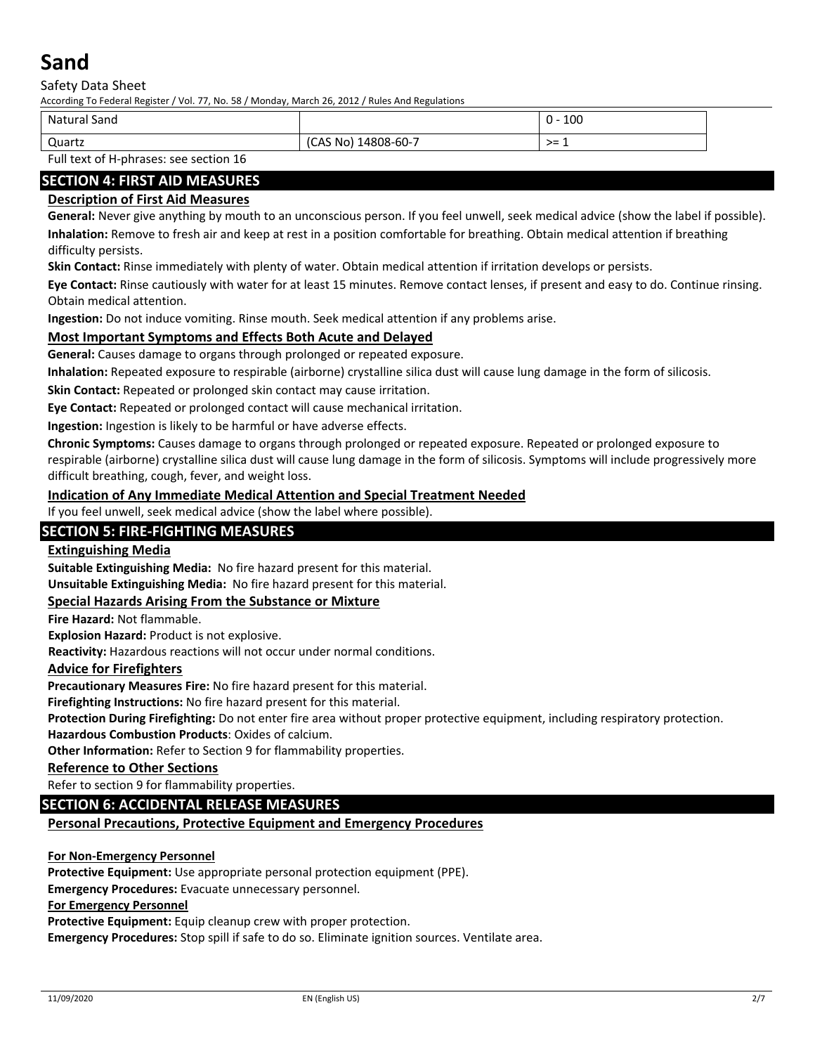| Natural Sand | | 0 - 100 |
|---|---|---|
| Quartz | (CAS No) 14808-60-7 | >= 1 |

Full text of H-phrases: see section 16

## SECTION 4: FIRST AID MEASURES

### Description of First Aid Measures

**General:** Never give anything by mouth to an unconscious person. If you feel unwell, seek medical advice (show the label if possible).

**Inhalation:** Remove to fresh air and keep at rest in a position comfortable for breathing. Obtain medical attention if breathing difficulty persists.

**Skin Contact:** Rinse immediately with plenty of water. Obtain medical attention if irritation develops or persists.

**Eye Contact:** Rinse cautiously with water for at least 15 minutes. Remove contact lenses, if present and easy to do. Continue rinsing. Obtain medical attention.

**Ingestion:** Do not induce vomiting. Rinse mouth. Seek medical attention if any problems arise.

### Most Important Symptoms and Effects Both Acute and Delayed

**General:** Causes damage to organs through prolonged or repeated exposure.

**Inhalation:** Repeated exposure to respirable (airborne) crystalline silica dust will cause lung damage in the form of silicosis.

**Skin Contact:** Repeated or prolonged skin contact may cause irritation.

**Eye Contact:** Repeated or prolonged contact will cause mechanical irritation.

**Ingestion:** Ingestion is likely to be harmful or have adverse effects.

**Chronic Symptoms:** Causes damage to organs through prolonged or repeated exposure. Repeated or prolonged exposure to respirable (airborne) crystalline silica dust will cause lung damage in the form of silicosis. Symptoms will include progressively more difficult breathing, cough, fever, and weight loss.

### Indication of Any Immediate Medical Attention and Special Treatment Needed

If you feel unwell, seek medical advice (show the label where possible).

## SECTION 5: FIRE-FIGHTING MEASURES

### Extinguishing Media

**Suitable Extinguishing Media:** No fire hazard present for this material.

**Unsuitable Extinguishing Media:** No fire hazard present for this material.

### Special Hazards Arising From the Substance or Mixture

**Fire Hazard:** Not flammable.

**Explosion Hazard:** Product is not explosive.

**Reactivity:** Hazardous reactions will not occur under normal conditions.

### Advice for Firefighters

**Precautionary Measures Fire:** No fire hazard present for this material.

**Firefighting Instructions:** No fire hazard present for this material.

**Protection During Firefighting:** Do not enter fire area without proper protective equipment, including respiratory protection.

**Hazardous Combustion Products**: Oxides of calcium.

**Other Information:** Refer to Section 9 for flammability properties.

### Reference to Other Sections

Refer to section 9 for flammability properties.

## SECTION 6: ACCIDENTAL RELEASE MEASURES

### Personal Precautions, Protective Equipment and Emergency Procedures

**For Non-Emergency Personnel**

**Protective Equipment:** Use appropriate personal protection equipment (PPE).

**Emergency Procedures:** Evacuate unnecessary personnel.

**For Emergency Personnel**

**Protective Equipment:** Equip cleanup crew with proper protection.

**Emergency Procedures:** Stop spill if safe to do so. Eliminate ignition sources. Ventilate area.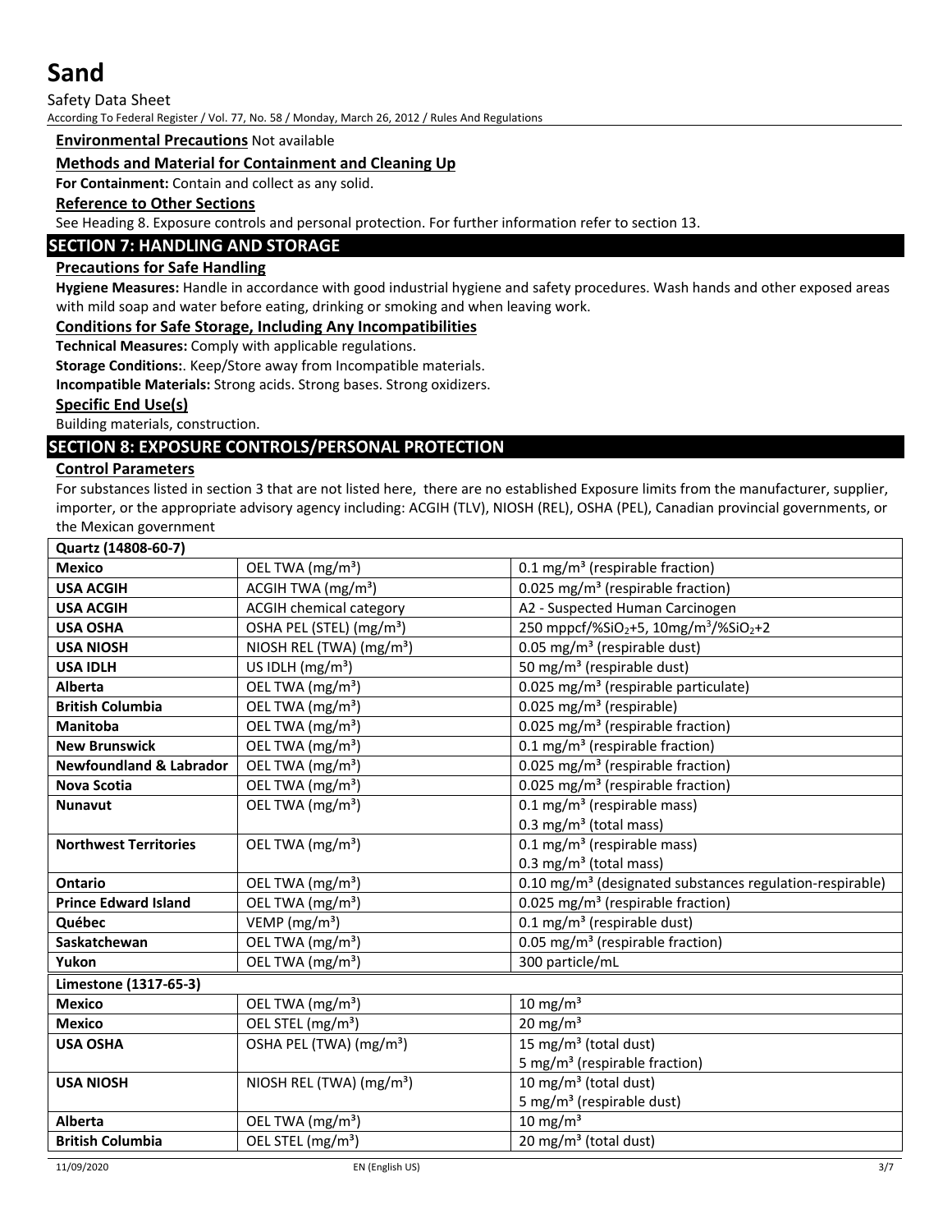**Environmental Precautions** Not available

**Methods and Material for Containment and Cleaning Up**

**For Containment:** Contain and collect as any solid.

**Reference to Other Sections**

See Heading 8. Exposure controls and personal protection. For further information refer to section 13.

## SECTION 7: HANDLING AND STORAGE

**Precautions for Safe Handling**

**Hygiene Measures:** Handle in accordance with good industrial hygiene and safety procedures. Wash hands and other exposed areas with mild soap and water before eating, drinking or smoking and when leaving work.

**Conditions for Safe Storage, Including Any Incompatibilities**

**Technical Measures:** Comply with applicable regulations.

**Storage Conditions:**. Keep/Store away from Incompatible materials.

**Incompatible Materials:** Strong acids. Strong bases. Strong oxidizers.

**Specific End Use(s)**

Building materials, construction.

## SECTION 8: EXPOSURE CONTROLS/PERSONAL PROTECTION

**Control Parameters**

For substances listed in section 3 that are not listed here, there are no established Exposure limits from the manufacturer, supplier, importer, or the appropriate advisory agency including: ACGIH (TLV), NIOSH (REL), OSHA (PEL), Canadian provincial governments, or the Mexican government

| **Quartz (14808-60-7)** | | |
|---|---|---|
| **Mexico** | OEL TWA (mg/m³) | 0.1 mg/m³ (respirable fraction) |
| **USA ACGIH** | ACGIH TWA (mg/m³) | 0.025 mg/m³ (respirable fraction) |
| **USA ACGIH** | ACGIH chemical category | A2 - Suspected Human Carcinogen |
| **USA OSHA** | OSHA PEL (STEL) (mg/m³) | 250 mppcf/%$SiO_2$+5, 10mg/m³/%$SiO_2$+2 |
| **USA NIOSH** | NIOSH REL (TWA) (mg/m³) | 0.05 mg/m³ (respirable dust) |
| **USA IDLH** | US IDLH (mg/m³) | 50 mg/m³ (respirable dust) |
| **Alberta** | OEL TWA (mg/m³) | 0.025 mg/m³ (respirable particulate) |
| **British Columbia** | OEL TWA (mg/m³) | 0.025 mg/m³ (respirable) |
| **Manitoba** | OEL TWA (mg/m³) | 0.025 mg/m³ (respirable fraction) |
| **New Brunswick** | OEL TWA (mg/m³) | 0.1 mg/m³ (respirable fraction) |
| **Newfoundland & Labrador** | OEL TWA (mg/m³) | 0.025 mg/m³ (respirable fraction) |
| **Nova Scotia** | OEL TWA (mg/m³) | 0.025 mg/m³ (respirable fraction) |
| **Nunavut** | OEL TWA (mg/m³) | 0.1 mg/m³ (respirable mass)<br>0.3 mg/m³ (total mass) |
| **Northwest Territories** | OEL TWA (mg/m³) | 0.1 mg/m³ (respirable mass)<br>0.3 mg/m³ (total mass) |
| **Ontario** | OEL TWA (mg/m³) | 0.10 mg/m³ (designated substances regulation-respirable) |
| **Prince Edward Island** | OEL TWA (mg/m³) | 0.025 mg/m³ (respirable fraction) |
| **Québec** | VEMP (mg/m³) | 0.1 mg/m³ (respirable dust) |
| **Saskatchewan** | OEL TWA (mg/m³) | 0.05 mg/m³ (respirable fraction) |
| **Yukon** | OEL TWA (mg/m³) | 300 particle/mL |
| **Limestone (1317-65-3)** | | |
| **Mexico** | OEL TWA (mg/m³) | 10 mg/m³ |
| **Mexico** | OEL STEL (mg/m³) | 20 mg/m³ |
| **USA OSHA** | OSHA PEL (TWA) (mg/m³) | 15 mg/m³ (total dust)<br>5 mg/m³ (respirable fraction) |
| **USA NIOSH** | NIOSH REL (TWA) (mg/m³) | 10 mg/m³ (total dust)<br>5 mg/m³ (respirable dust) |
| **Alberta** | OEL TWA (mg/m³) | 10 mg/m³ |
| **British Columbia** | OEL STEL (mg/m³) | 20 mg/m³ (total dust) |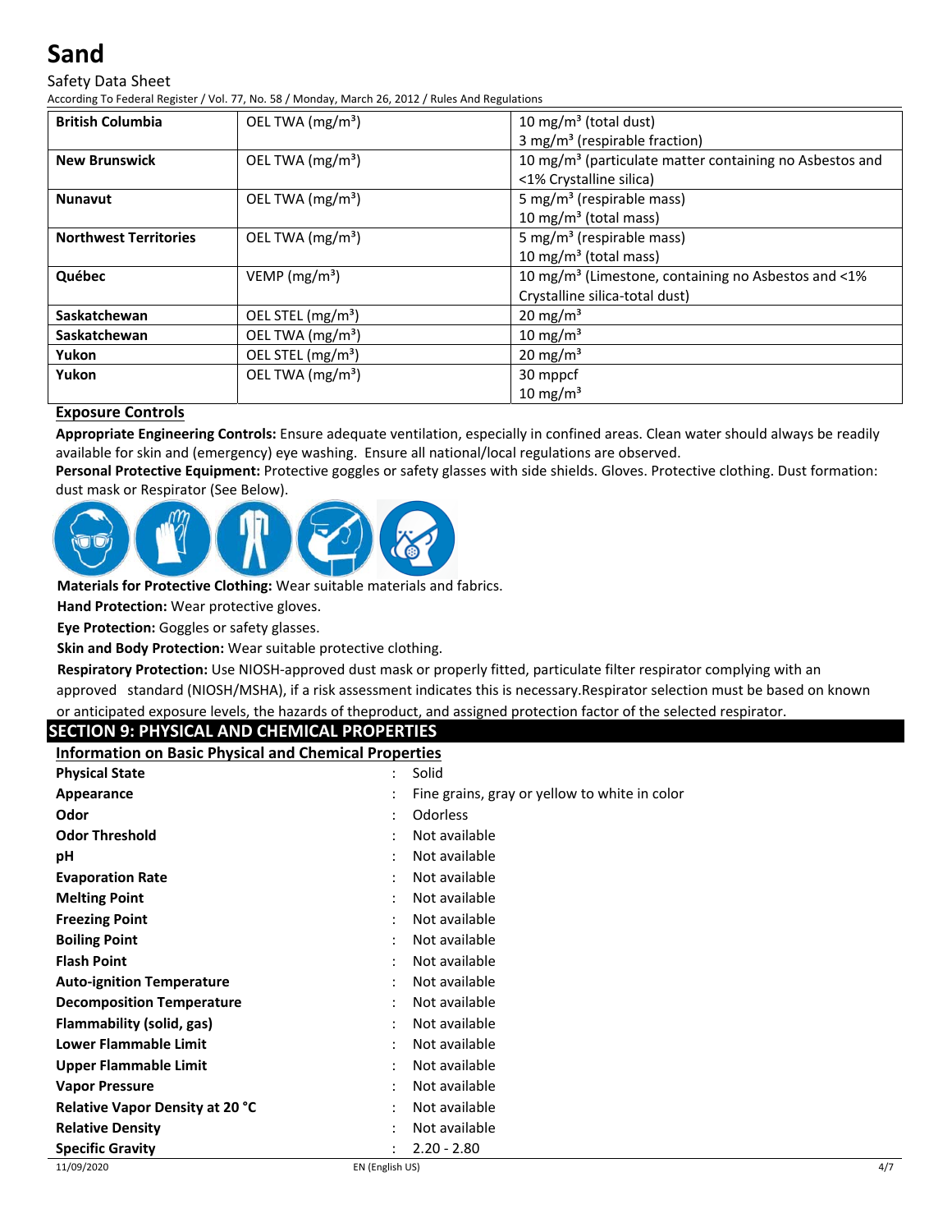| British Columbia | OEL TWA ($mg/m^3$) | 10 $mg/m^3$ (total dust)<br>3 $mg/m^3$ (respirable fraction) |
|---|---|---|
| New Brunswick | OEL TWA ($mg/m^3$) | 10 $mg/m^3$ (particulate matter containing no Asbestos and <1% Crystalline silica) |
| Nunavut | OEL TWA ($mg/m^3$) | 5 $mg/m^3$ (respirable mass)<br>10 $mg/m^3$ (total mass) |
| Northwest Territories | OEL TWA ($mg/m^3$) | 5 $mg/m^3$ (respirable mass)<br>10 $mg/m^3$ (total mass) |
| Québec | VEMP ($mg/m^3$) | 10 $mg/m^3$ (Limestone, containing no Asbestos and <1% Crystalline silica-total dust) |
| Saskatchewan | OEL STEL ($mg/m^3$) | 20 $mg/m^3$ |
| Saskatchewan | OEL TWA ($mg/m^3$) | 10 $mg/m^3$ |
| Yukon | OEL STEL ($mg/m^3$) | 20 $mg/m^3$ |
| Yukon | OEL TWA ($mg/m^3$) | 30 mppcf<br>10 $mg/m^3$ |

### Exposure Controls

**Appropriate Engineering Controls:** Ensure adequate ventilation, especially in confined areas. Clean water should always be readily available for skin and (emergency) eye washing. Ensure all national/local regulations are observed.

**Personal Protective Equipment:** Protective goggles or safety glasses with side shields. Gloves. Protective clothing. Dust formation: dust mask or Respirator (See Below).

**Materials for Protective Clothing:** Wear suitable materials and fabrics.

**Hand Protection:** Wear protective gloves.

**Eye Protection:** Goggles or safety glasses.

**Skin and Body Protection:** Wear suitable protective clothing.

**Respiratory Protection:** Use NIOSH-approved dust mask or properly fitted, particulate filter respirator complying with an approved standard (NIOSH/MSHA), if a risk assessment indicates this is necessary.Respirator selection must be based on known or anticipated exposure levels, the hazards of theproduct, and assigned protection factor of the selected respirator.

## SECTION 9: PHYSICAL AND CHEMICAL PROPERTIES

### Information on Basic Physical and Chemical Properties

| | | |
|---|---|---|
| **Physical State** | : | Solid |
| **Appearance** | : | Fine grains, gray or yellow to white in color |
| **Odor** | : | Odorless |
| **Odor Threshold** | : | Not available |
| **pH** | : | Not available |
| **Evaporation Rate** | : | Not available |
| **Melting Point** | : | Not available |
| **Freezing Point** | : | Not available |
| **Boiling Point** | : | Not available |
| **Flash Point** | : | Not available |
| **Auto-ignition Temperature** | : | Not available |
| **Decomposition Temperature** | : | Not available |
| **Flammability (solid, gas)** | : | Not available |
| **Lower Flammable Limit** | : | Not available |
| **Upper Flammable Limit** | : | Not available |
| **Vapor Pressure** | : | Not available |
| **Relative Vapor Density at 20 °C** | : | Not available |
| **Relative Density** | : | Not available |
| **Specific Gravity** | : | 2.20 - 2.80 |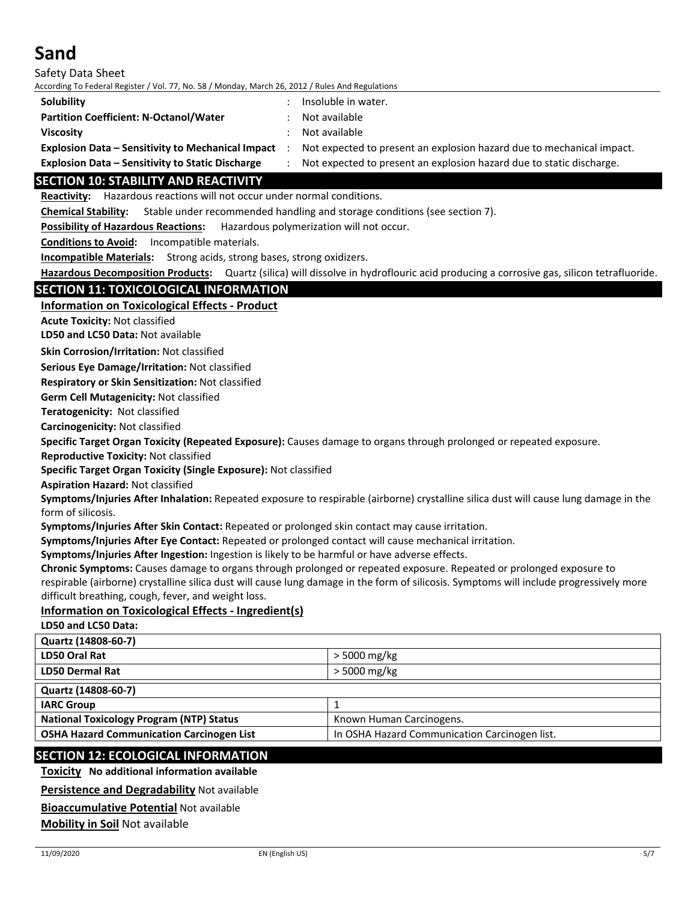| | | |
|---|---|---|
| **Solubility** | : | Insoluble in water. |
| **Partition Coefficient: N-Octanol/Water** | : | Not available |
| **Viscosity** | : | Not available |
| **Explosion Data – Sensitivity to Mechanical Impact** | : | Not expected to present an explosion hazard due to mechanical impact. |
| **Explosion Data – Sensitivity to Static Discharge** | : | Not expected to present an explosion hazard due to static discharge. |

## SECTION 10: STABILITY AND REACTIVITY

**Reactivity:** Hazardous reactions will not occur under normal conditions.

**Chemical Stability:** Stable under recommended handling and storage conditions (see section 7).

**Possibility of Hazardous Reactions:** Hazardous polymerization will not occur.

**Conditions to Avoid:** Incompatible materials.

**Incompatible Materials:** Strong acids, strong bases, strong oxidizers.

**Hazardous Decomposition Products:** Quartz (silica) will dissolve in hydroflouric acid producing a corrosive gas, silicon tetrafluoride.

## SECTION 11: TOXICOLOGICAL INFORMATION

### Information on Toxicological Effects - Product

**Acute Toxicity:** Not classified

**LD50 and LC50 Data:** Not available

**Skin Corrosion/Irritation:** Not classified

**Serious Eye Damage/Irritation:** Not classified

**Respiratory or Skin Sensitization:** Not classified

**Germ Cell Mutagenicity:** Not classified

**Teratogenicity:** Not classified

**Carcinogenicity:** Not classified

**Specific Target Organ Toxicity (Repeated Exposure):** Causes damage to organs through prolonged or repeated exposure.

**Reproductive Toxicity:** Not classified

**Specific Target Organ Toxicity (Single Exposure):** Not classified

**Aspiration Hazard:** Not classified

**Symptoms/Injuries After Inhalation:** Repeated exposure to respirable (airborne) crystalline silica dust will cause lung damage in the form of silicosis.

**Symptoms/Injuries After Skin Contact:** Repeated or prolonged skin contact may cause irritation.

**Symptoms/Injuries After Eye Contact:** Repeated or prolonged contact will cause mechanical irritation.

**Symptoms/Injuries After Ingestion:** Ingestion is likely to be harmful or have adverse effects.

**Chronic Symptoms:** Causes damage to organs through prolonged or repeated exposure. Repeated or prolonged exposure to respirable (airborne) crystalline silica dust will cause lung damage in the form of silicosis. Symptoms will include progressively more difficult breathing, cough, fever, and weight loss.

### Information on Toxicological Effects - Ingredient(s)

**LD50 and LC50 Data:**

| **Quartz (14808-60-7)** | |
|---|---|
| **LD50 Oral Rat** | > 5000 mg/kg |
| **LD50 Dermal Rat** | > 5000 mg/kg |

| **Quartz (14808-60-7)** | |
|---|---|
| **IARC Group** | 1 |
| **National Toxicology Program (NTP) Status** | Known Human Carcinogens. |
| **OSHA Hazard Communication Carcinogen List** | In OSHA Hazard Communication Carcinogen list. |

## SECTION 12: ECOLOGICAL INFORMATION

**Toxicity** **No additional information available**

**Persistence and Degradability** Not available

**Bioaccumulative Potential** Not available

**Mobility in Soil** Not available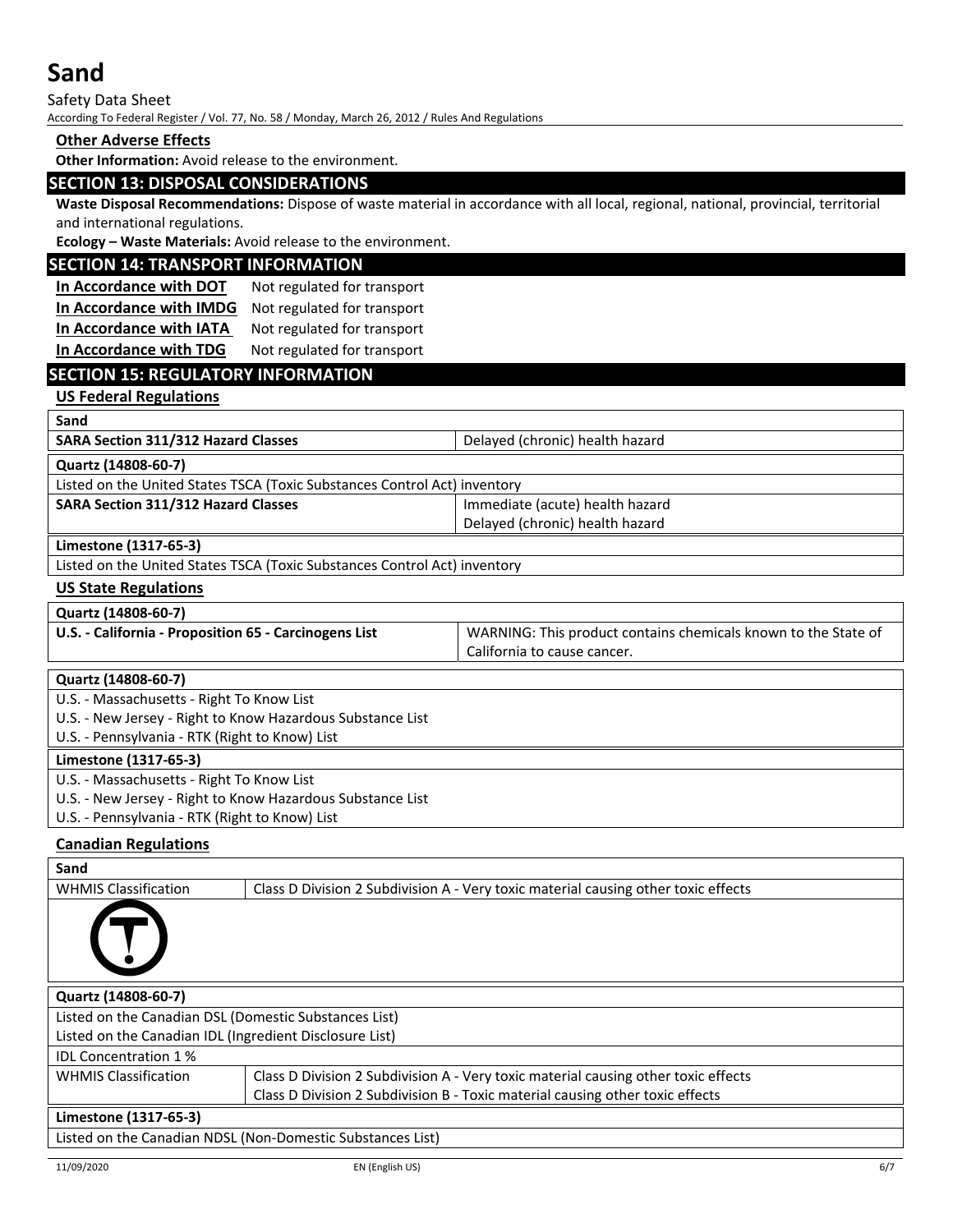**Other Adverse Effects**

**Other Information:** Avoid release to the environment.

## SECTION 13: DISPOSAL CONSIDERATIONS

**Waste Disposal Recommendations:** Dispose of waste material in accordance with all local, regional, national, provincial, territorial and international regulations.

**Ecology – Waste Materials:** Avoid release to the environment.

## SECTION 14: TRANSPORT INFORMATION

| | |
|---|---|
| **In Accordance with DOT** | Not regulated for transport |
| **In Accordance with IMDG** | Not regulated for transport |
| **In Accordance with IATA** | Not regulated for transport |
| **In Accordance with TDG** | Not regulated for transport |

## SECTION 15: REGULATORY INFORMATION

**US Federal Regulations**

| **Sand** | |
|---|---|
| **SARA Section 311/312 Hazard Classes** | Delayed (chronic) health hazard |

| **Quartz (14808-60-7)** | |
|---|---|
| Listed on the United States TSCA (Toxic Substances Control Act) inventory | |
| **SARA Section 311/312 Hazard Classes** | Immediate (acute) health hazard<br>Delayed (chronic) health hazard |

| **Limestone (1317-65-3)** |
|---|
| Listed on the United States TSCA (Toxic Substances Control Act) inventory |

**US State Regulations**

| **Quartz (14808-60-7)** | |
|---|---|
| **U.S. - California - Proposition 65 - Carcinogens List** | WARNING: This product contains chemicals known to the State of California to cause cancer. |

| **Quartz (14808-60-7)** |
|---|
| U.S. - Massachusetts - Right To Know List |
| U.S. - New Jersey - Right to Know Hazardous Substance List |
| U.S. - Pennsylvania - RTK (Right to Know) List |

| **Limestone (1317-65-3)** |
|---|
| U.S. - Massachusetts - Right To Know List |
| U.S. - New Jersey - Right to Know Hazardous Substance List |
| U.S. - Pennsylvania - RTK (Right to Know) List |

**Canadian Regulations**

| **Sand** | |
|---|---|
| WHMIS Classification | Class D Division 2 Subdivision A - Very toxic material causing other toxic effects |

| **Quartz (14808-60-7)** | |
|---|---|
| Listed on the Canadian DSL (Domestic Substances List) | |
| Listed on the Canadian IDL (Ingredient Disclosure List) | |
| IDL Concentration 1 % | |
| WHMIS Classification | Class D Division 2 Subdivision A - Very toxic material causing other toxic effects<br>Class D Division 2 Subdivision B - Toxic material causing other toxic effects |

| **Limestone (1317-65-3)** |
|---|
| Listed on the Canadian NDSL (Non-Domestic Substances List) |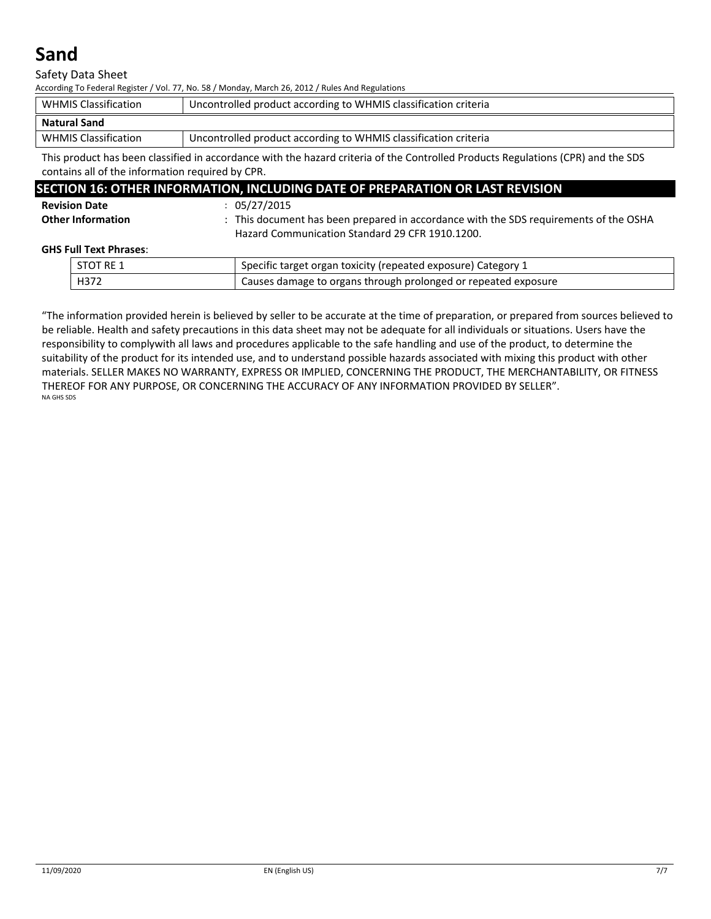| | |
|---|---|
| WHMIS Classification | Uncontrolled product according to WHMIS classification criteria |
| **Natural Sand** | |
| WHMIS Classification | Uncontrolled product according to WHMIS classification criteria |

This product has been classified in accordance with the hazard criteria of the Controlled Products Regulations (CPR) and the SDS contains all of the information required by CPR.

## SECTION 16: OTHER INFORMATION, INCLUDING DATE OF PREPARATION OR LAST REVISION

**Revision Date** : 05/27/2015

**Other Information** : This document has been prepared in accordance with the SDS requirements of the OSHA Hazard Communication Standard 29 CFR 1910.1200.

**GHS Full Text Phrases**:

| | |
|---|---|
| STOT RE 1 | Specific target organ toxicity (repeated exposure) Category 1 |
| H372 | Causes damage to organs through prolonged or repeated exposure |

“The information provided herein is believed by seller to be accurate at the time of preparation, or prepared from sources believed to be reliable. Health and safety precautions in this data sheet may not be adequate for all individuals or situations. Users have the responsibility to complywith all laws and procedures applicable to the safe handling and use of the product, to determine the suitability of the product for its intended use, and to understand possible hazards associated with mixing this product with other materials. SELLER MAKES NO WARRANTY, EXPRESS OR IMPLIED, CONCERNING THE PRODUCT, THE MERCHANTABILITY, OR FITNESS THEREOF FOR ANY PURPOSE, OR CONCERNING THE ACCURACY OF ANY INFORMATION PROVIDED BY SELLER”.

NA GHS SDS